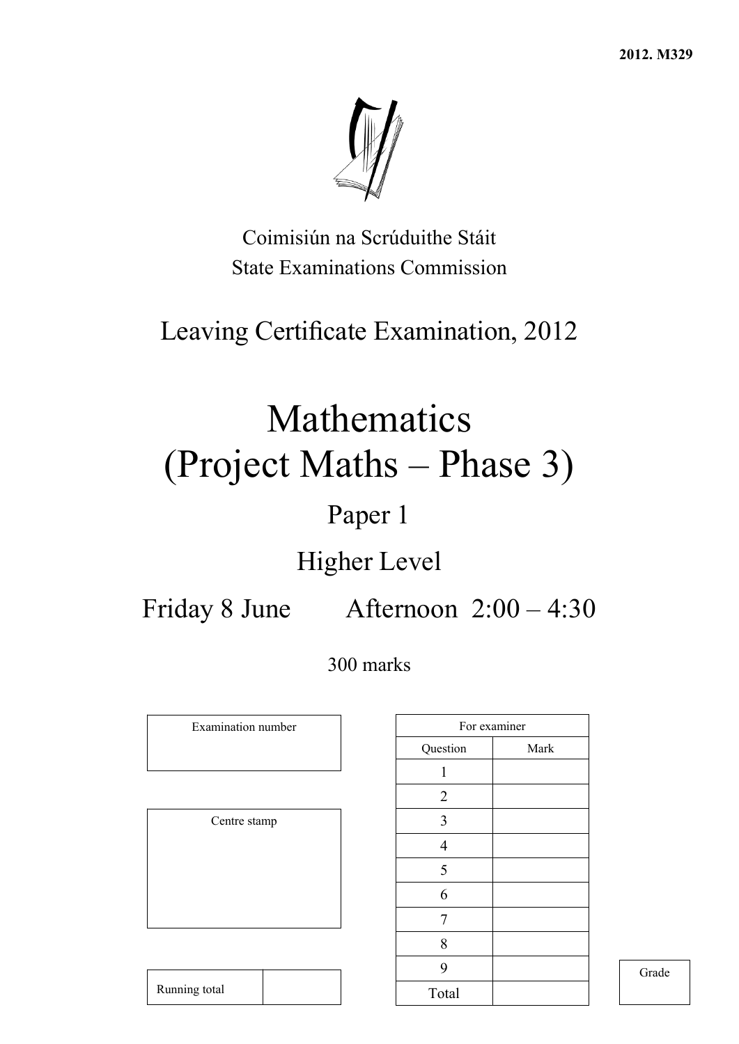2012. M329

Coimisiún na Scrúduithe Stáit
State Examinations Commission

Leaving Certificate Examination, 2012

# Mathematics (Project Maths – Phase 3)

## Paper 1

## Higher Level

Friday 8 June Afternoon 2:00 – 4:30

300 marks

| Examination number |
|---|
| |

| Centre stamp |
|---|
| |

| For examiner | |
|---|---|
| Question | Mark |
| 1 | |
| 2 | |
| 3 | |
| 4 | |
| 5 | |
| 6 | |
| 7 | |
| 8 | |
| 9 | |
| Total | |

| Grade |
|---|
| |

| Running total | |
|---|---|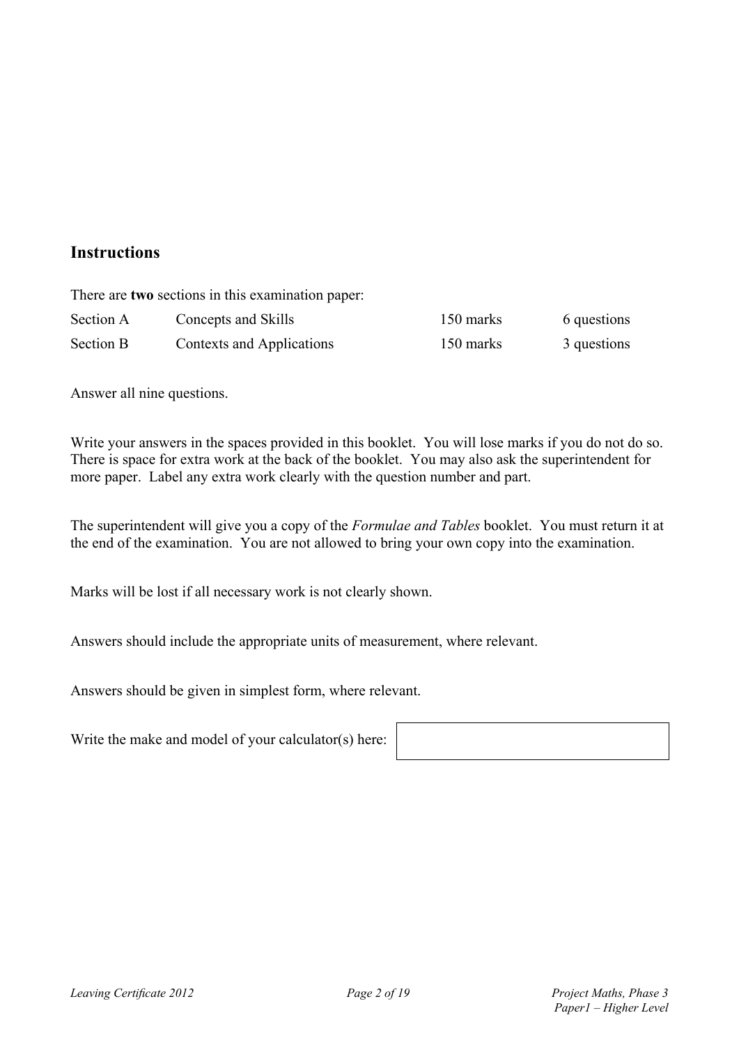## Instructions

There are **two** sections in this examination paper:

| | | | |
|---|---|---|---|
| Section A | Concepts and Skills | 150 marks | 6 questions |
| Section B | Contexts and Applications | 150 marks | 3 questions |

Answer all nine questions.

Write your answers in the spaces provided in this booklet. You will lose marks if you do not do so. There is space for extra work at the back of the booklet. You may also ask the superintendent for more paper. Label any extra work clearly with the question number and part.

The superintendent will give you a copy of the *Formulae and Tables* booklet. You must return it at the end of the examination. You are not allowed to bring your own copy into the examination.

Marks will be lost if all necessary work is not clearly shown.

Answers should include the appropriate units of measurement, where relevant.

Answers should be given in simplest form, where relevant.

Write the make and model of your calculator(s) here: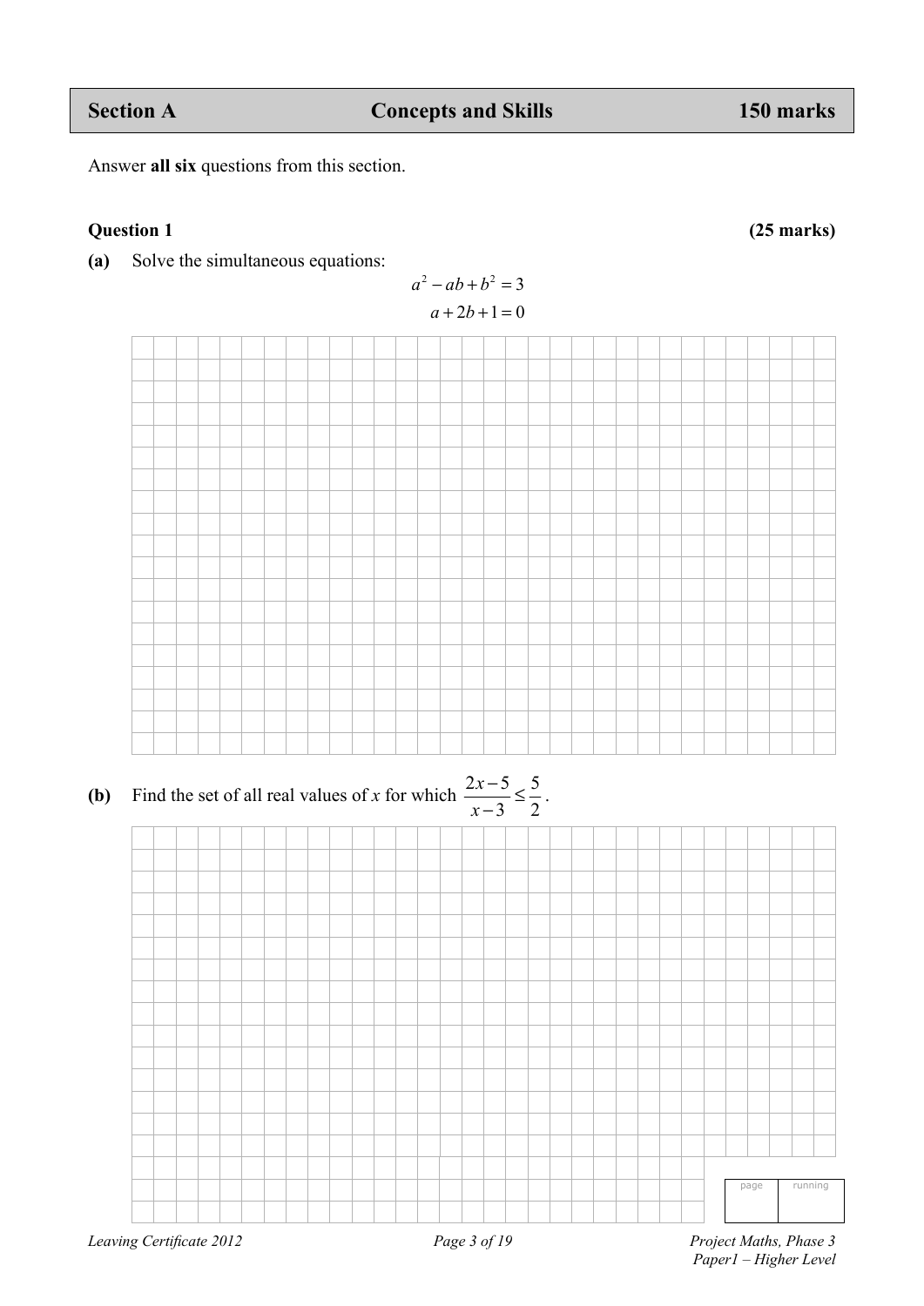| Section A | Concepts and Skills | 150 marks |
|---|---|---|

Answer **all six** questions from this section.

**Question 1** **(25 marks)**

**(a)** Solve the simultaneous equations:

$$a^2 - ab + b^2 = 3$$
$$a + 2b + 1 = 0$$

**(b)** Find the set of all real values of $x$ for which $\dfrac{2x-5}{x-3} \leq \dfrac{5}{2}$.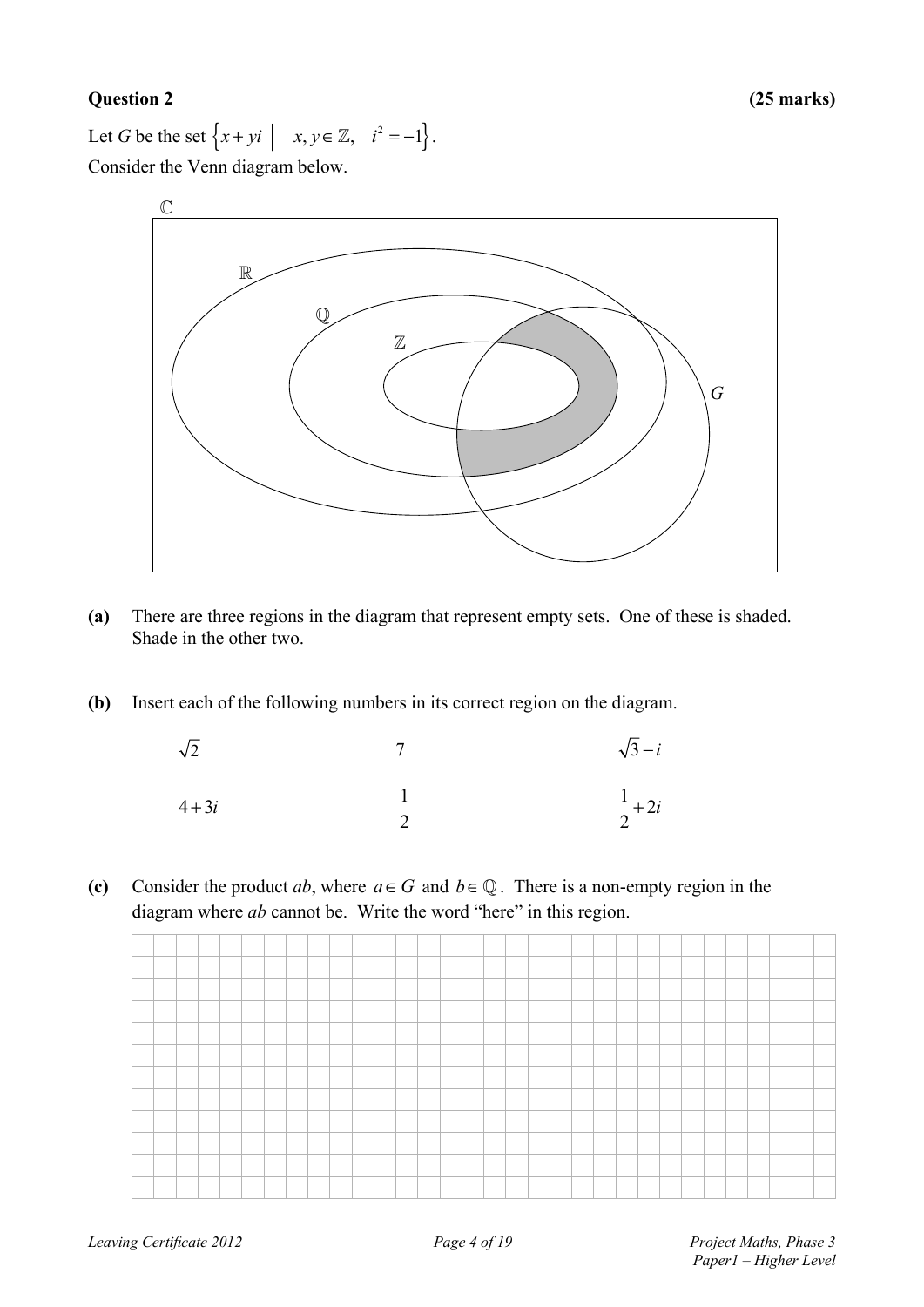**Question 2** **(25 marks)**

Let $G$ be the set $\{x + yi \mid x, y \in \mathbb{Z}, \ i^2 = -1\}$.

Consider the Venn diagram below.

$\mathbb{C}$ $\mathbb{R}$ $\mathbb{Q}$ $\mathbb{Z}$ $G$

**(a)** There are three regions in the diagram that represent empty sets. One of these is shaded. Shade in the other two.

**(b)** Insert each of the following numbers in its correct region on the diagram.

$\sqrt{2}$ $\qquad 7 \qquad$ $\sqrt{3} - i$

$4 + 3i$ $\qquad \dfrac{1}{2} \qquad$ $\dfrac{1}{2} + 2i$

**(c)** Consider the product $ab$, where $a \in G$ and $b \in \mathbb{Q}$. There is a non-empty region in the diagram where $ab$ cannot be. Write the word "here" in this region.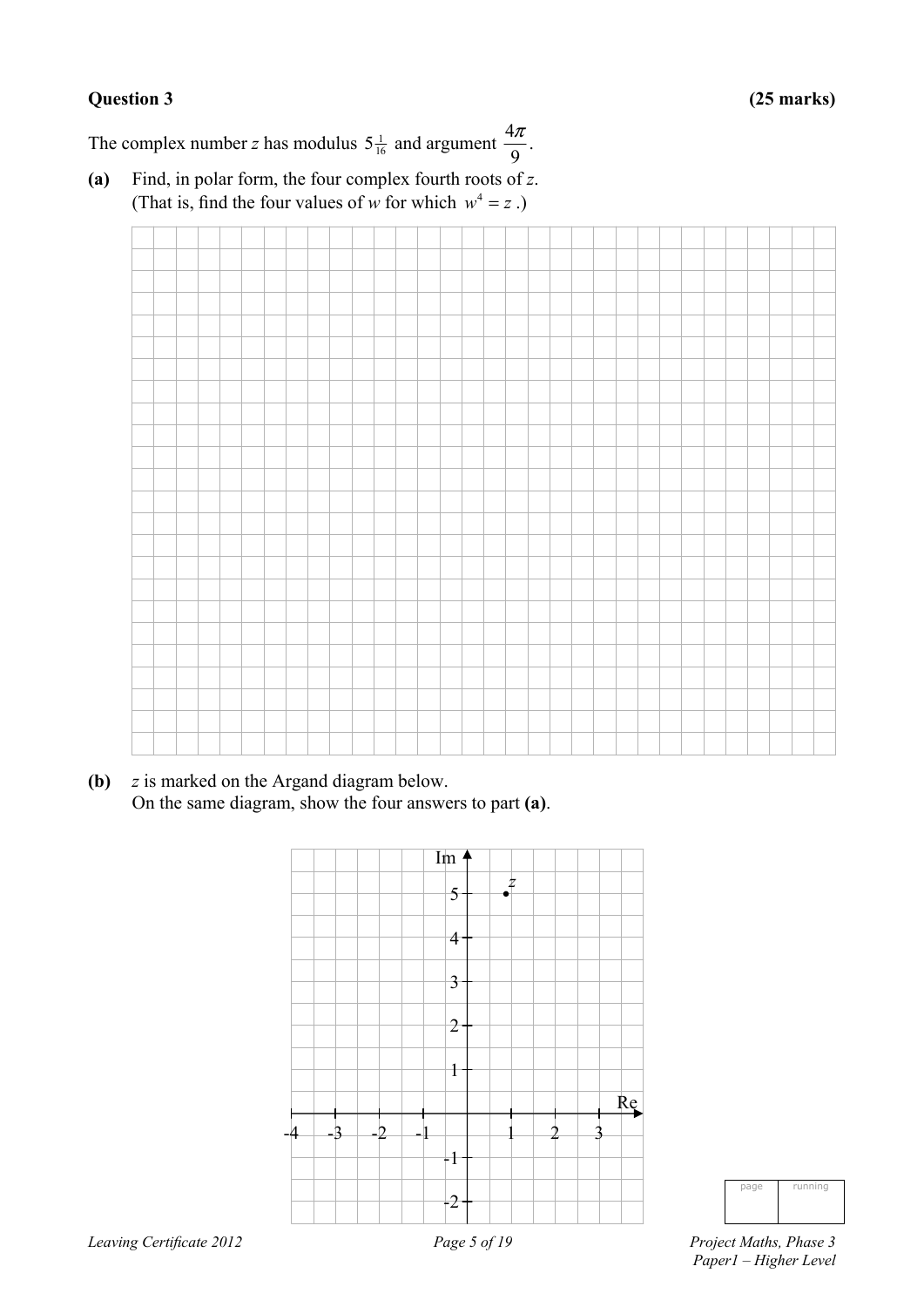**Question 3** **(25 marks)**

The complex number $z$ has modulus $5\frac{1}{16}$ and argument $\frac{4\pi}{9}$.

**(a)** Find, in polar form, the four complex fourth roots of $z$.
(That is, find the four values of $w$ for which $w^4 = z$ .)

**(b)** $z$ is marked on the Argand diagram below.
On the same diagram, show the four answers to part **(a)**.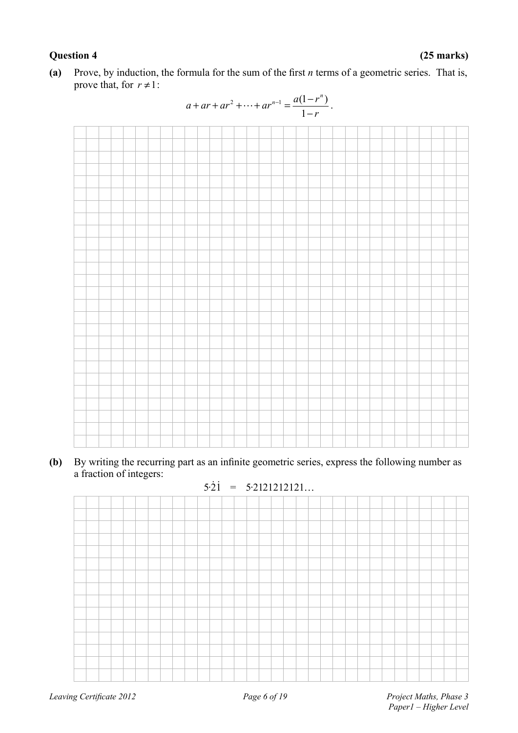**Question 4** **(25 marks)**

**(a)** Prove, by induction, the formula for the sum of the first $n$ terms of a geometric series. That is, prove that, for $r \neq 1$:

$$a + ar + ar^2 + \cdots + ar^{n-1} = \frac{a(1-r^n)}{1-r}.$$

**(b)** By writing the recurring part as an infinite geometric series, express the following number as a fraction of integers:

$$5{\cdot}\dot{2}\dot{1} \;=\; 5{\cdot}2121212121\ldots$$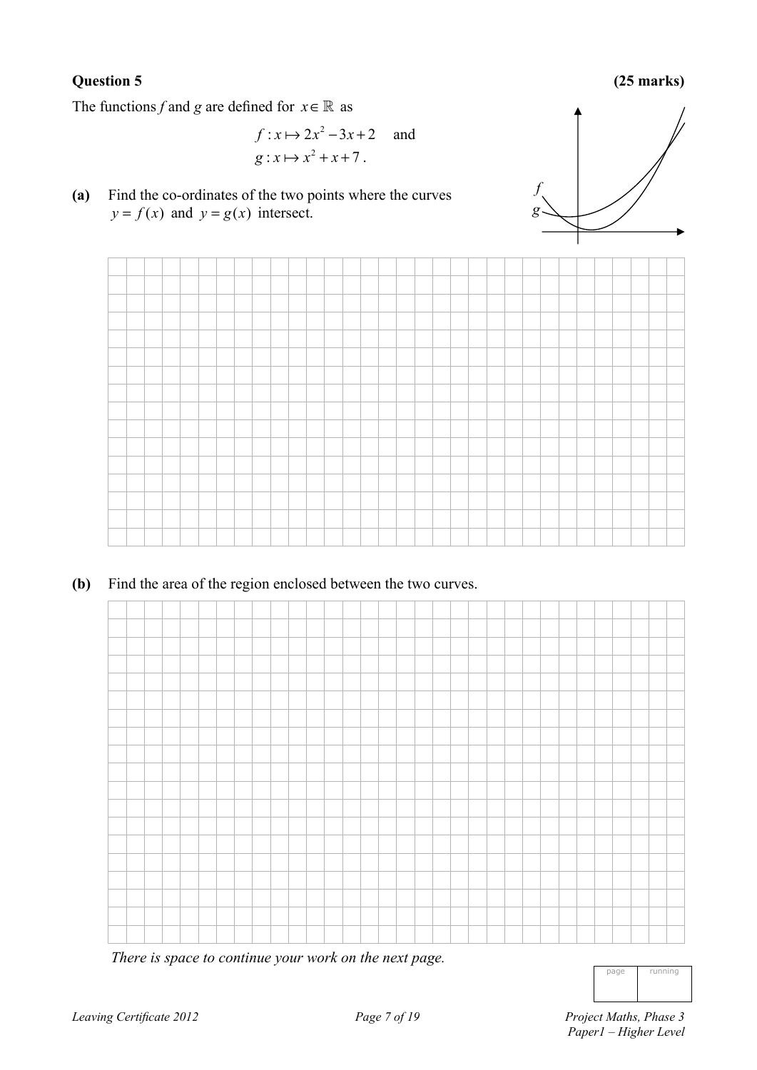## Question 5 **(25 marks)**

The functions $f$ and $g$ are defined for $x \in \mathbb{R}$ as

$$f : x \mapsto 2x^2 - 3x + 2 \quad \text{and}$$
$$g : x \mapsto x^2 + x + 7 .$$

**(a)** Find the co-ordinates of the two points where the curves $y = f(x)$ and $y = g(x)$ intersect.

**(b)** Find the area of the region enclosed between the two curves.

*There is space to continue your work on the next page.*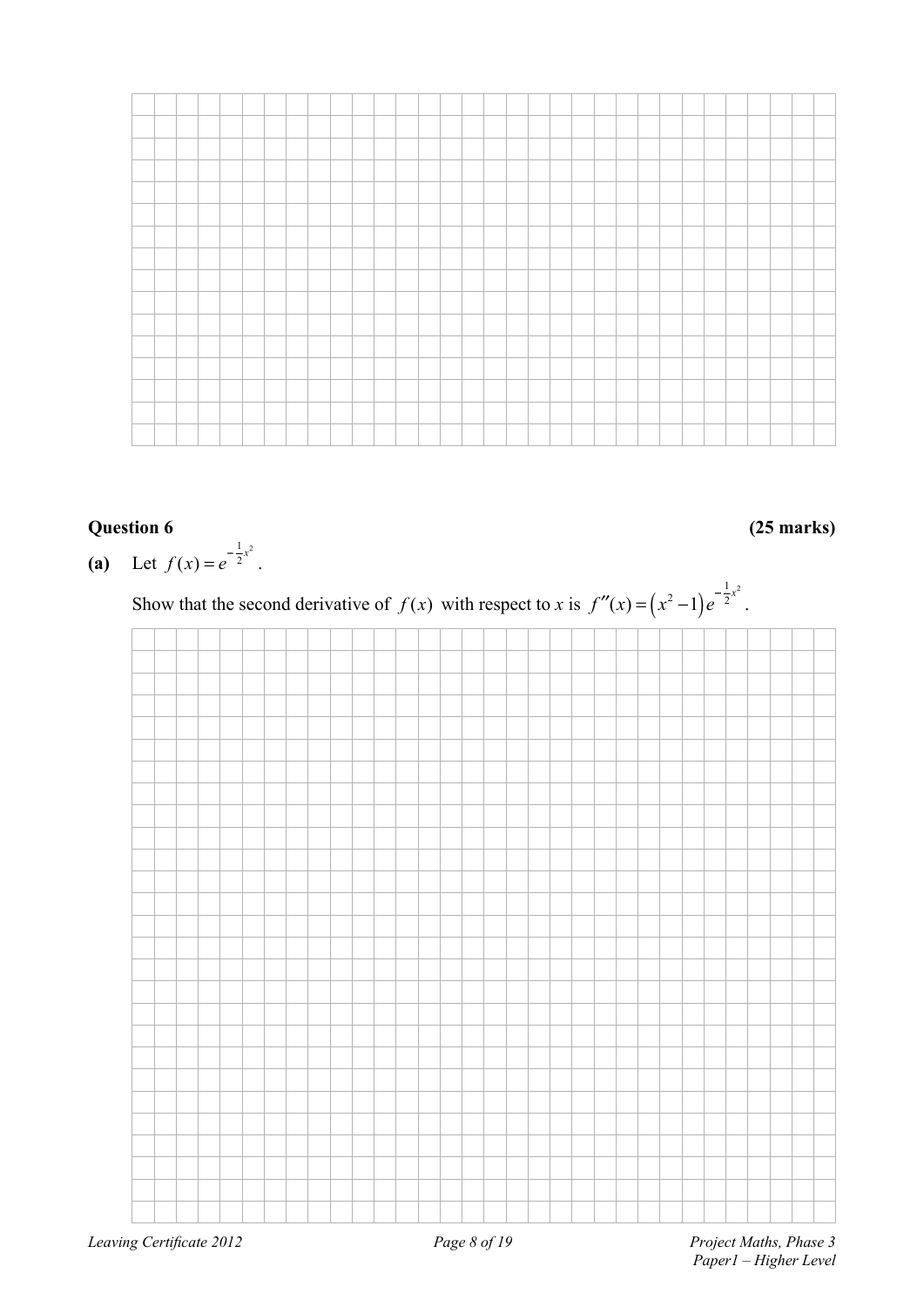**Question 6** **(25 marks)**

**(a)** Let $f(x) = e^{-\frac{1}{2}x^2}$.

Show that the second derivative of $f(x)$ with respect to *x* is $f''(x) = \left(x^2 - 1\right)e^{-\frac{1}{2}x^2}$.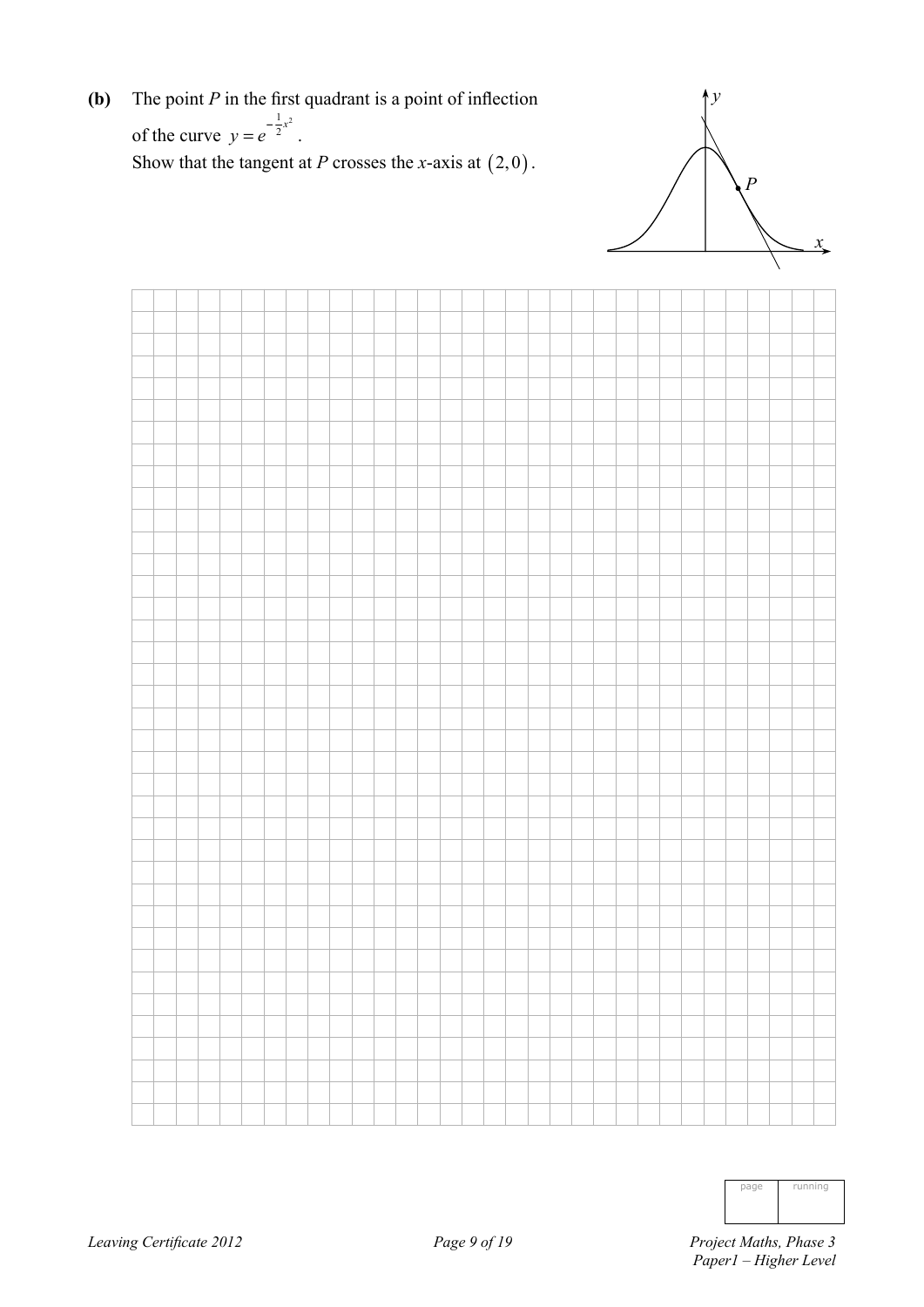**(b)** The point $P$ in the first quadrant is a point of inflection of the curve $y = e^{-\frac{1}{2}x^2}$.

Show that the tangent at $P$ crosses the $x$-axis at $(2, 0)$.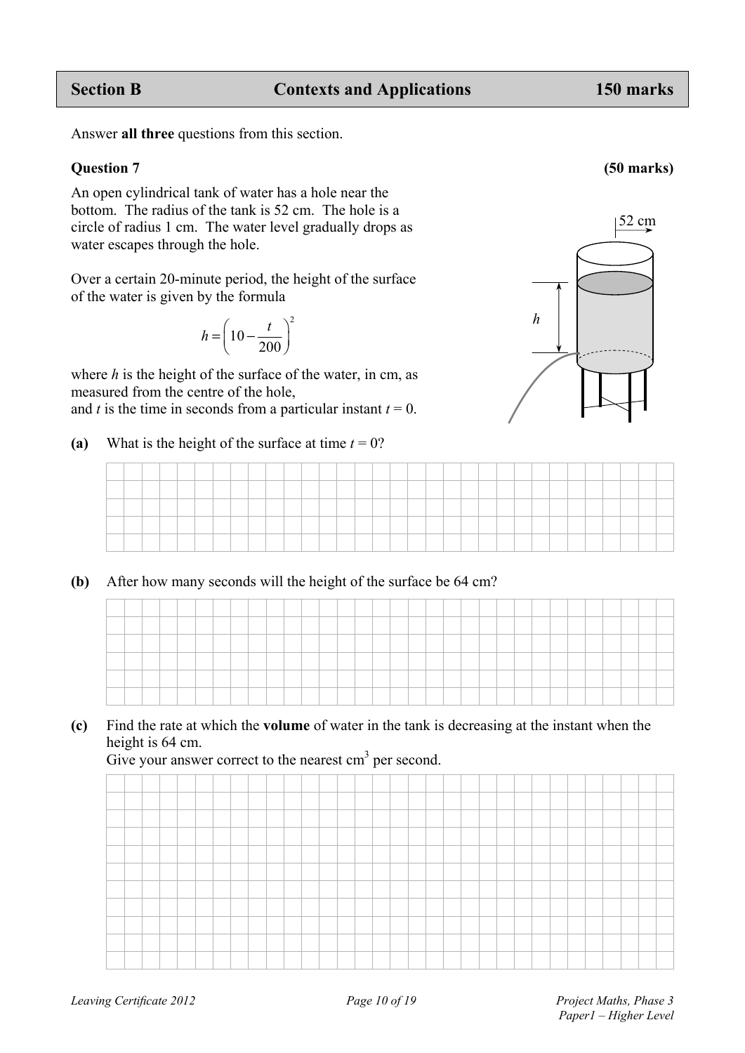| Section B | Contexts and Applications | 150 marks |
|---|---|---|

Answer **all three** questions from this section.

**Question 7** **(50 marks)**

An open cylindrical tank of water has a hole near the bottom. The radius of the tank is 52 cm. The hole is a circle of radius 1 cm. The water level gradually drops as water escapes through the hole.

Over a certain 20-minute period, the height of the surface of the water is given by the formula

$$h = \left(10 - \frac{t}{200}\right)^2$$

where $h$ is the height of the surface of the water, in cm, as measured from the centre of the hole,
and $t$ is the time in seconds from a particular instant $t = 0$.

52 cm

$h$

**(a)** What is the height of the surface at time $t = 0$?

**(b)** After how many seconds will the height of the surface be 64 cm?

**(c)** Find the rate at which the **volume** of water in the tank is decreasing at the instant when the height is 64 cm.
Give your answer correct to the nearest $\text{cm}^3$ per second.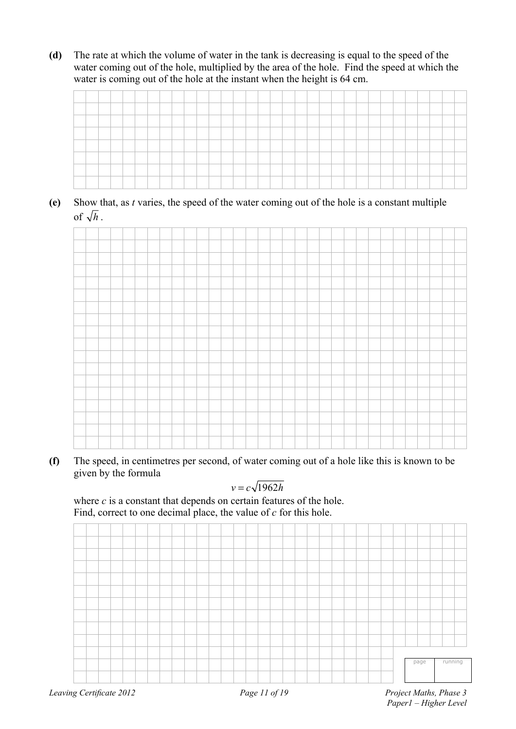**(d)** The rate at which the volume of water in the tank is decreasing is equal to the speed of the water coming out of the hole, multiplied by the area of the hole. Find the speed at which the water is coming out of the hole at the instant when the height is 64 cm.

**(e)** Show that, as $t$ varies, the speed of the water coming out of the hole is a constant multiple of $\sqrt{h}$.

**(f)** The speed, in centimetres per second, of water coming out of a hole like this is known to be given by the formula

$$v = c\sqrt{1962h}$$

where $c$ is a constant that depends on certain features of the hole.
Find, correct to one decimal place, the value of $c$ for this hole.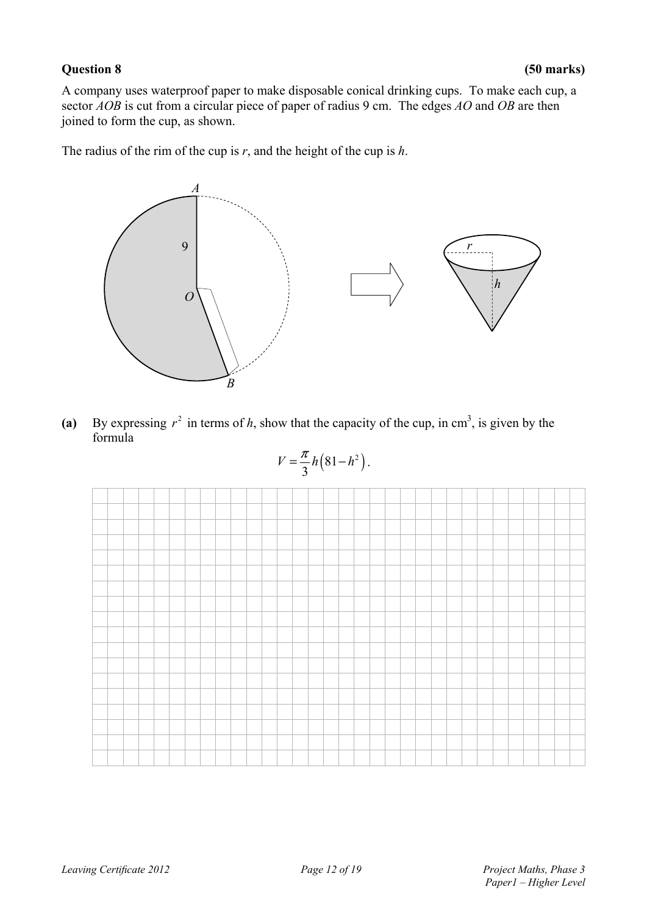**Question 8** **(50 marks)**

A company uses waterproof paper to make disposable conical drinking cups. To make each cup, a sector *AOB* is cut from a circular piece of paper of radius 9 cm. The edges *AO* and *OB* are then joined to form the cup, as shown.

The radius of the rim of the cup is $r$, and the height of the cup is $h$.

**(a)** By expressing $r^2$ in terms of $h$, show that the capacity of the cup, in cm$^3$, is given by the formula

$$V = \frac{\pi}{3} h\left(81 - h^2\right).$$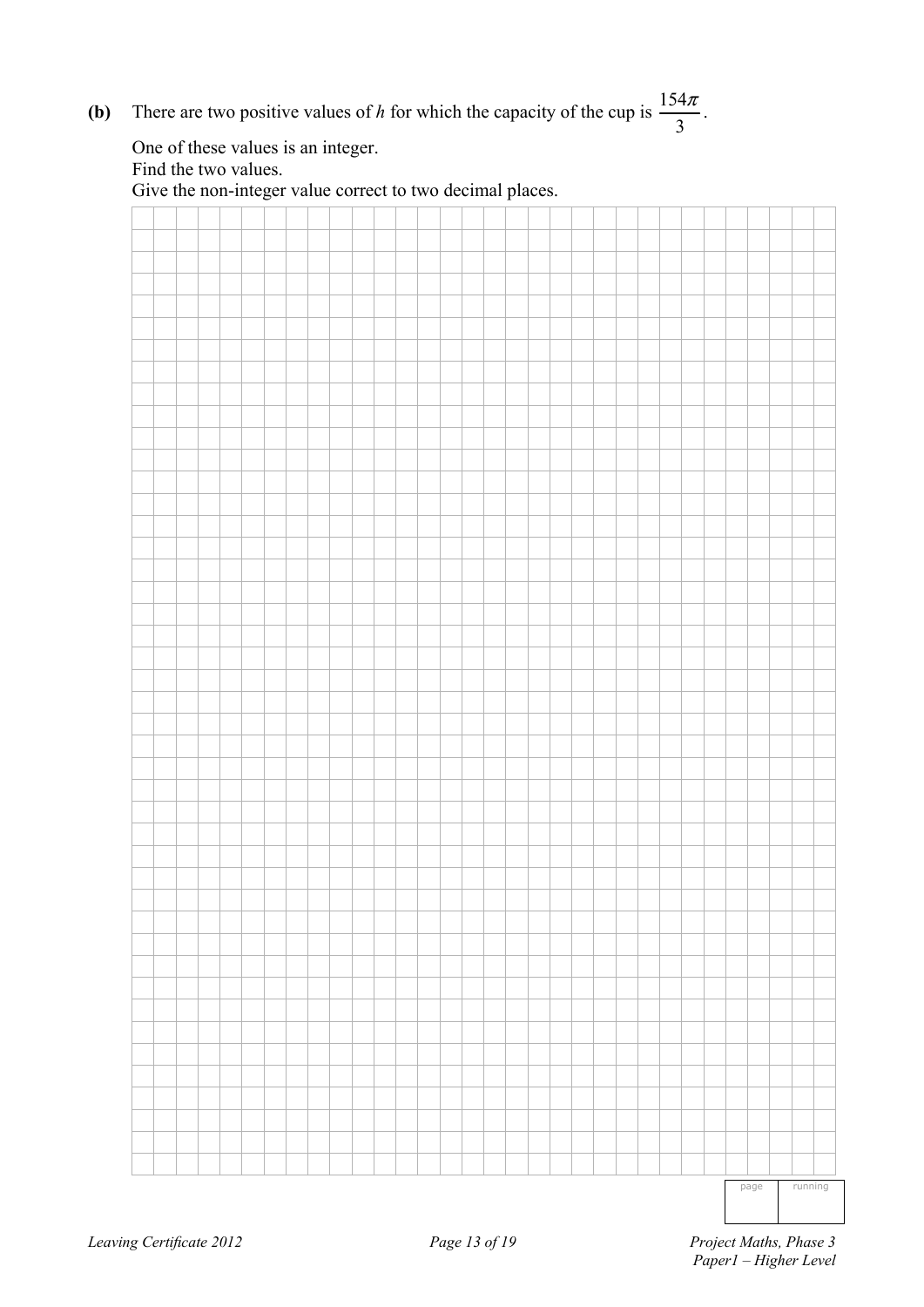**(b)** There are two positive values of $h$ for which the capacity of the cup is $\frac{154\pi}{3}$.

One of these values is an integer.
Find the two values.
Give the non-integer value correct to two decimal places.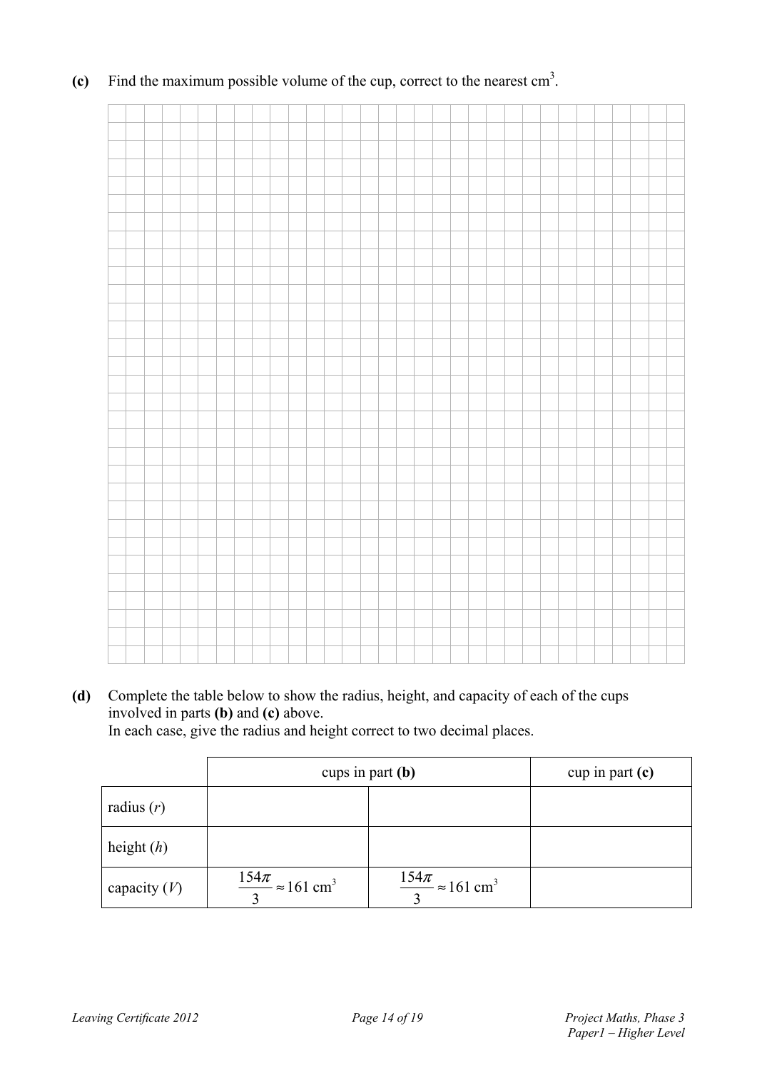**(c)** Find the maximum possible volume of the cup, correct to the nearest cm$^3$.

**(d)** Complete the table below to show the radius, height, and capacity of each of the cups involved in parts **(b)** and **(c)** above.
In each case, give the radius and height correct to two decimal places.

| | cups in part **(b)** | | cup in part **(c)** |
|---|---|---|---|
| radius ($r$) | | | |
| height ($h$) | | | |
| capacity ($V$) | $\frac{154\pi}{3} \approx 161 \text{ cm}^3$ | $\frac{154\pi}{3} \approx 161 \text{ cm}^3$ | |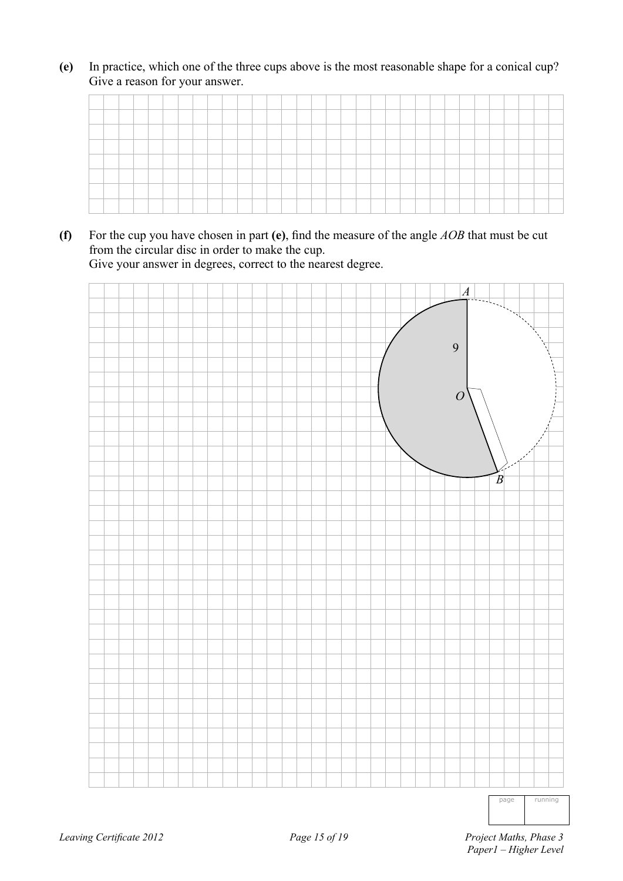**(e)** In practice, which one of the three cups above is the most reasonable shape for a conical cup? Give a reason for your answer.

**(f)** For the cup you have chosen in part **(e)**, find the measure of the angle *AOB* that must be cut from the circular disc in order to make the cup.
Give your answer in degrees, correct to the nearest degree.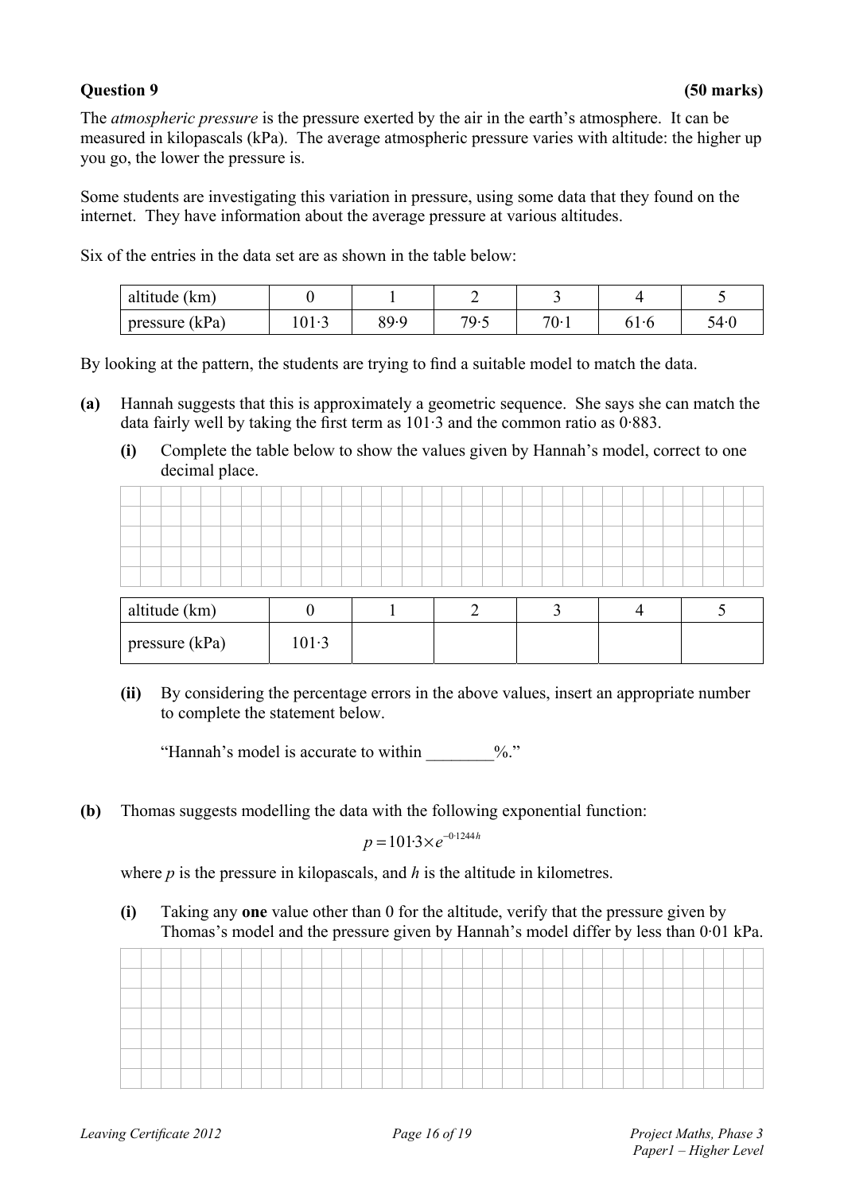**Question 9** **(50 marks)**

The *atmospheric pressure* is the pressure exerted by the air in the earth's atmosphere. It can be measured in kilopascals (kPa). The average atmospheric pressure varies with altitude: the higher up you go, the lower the pressure is.

Some students are investigating this variation in pressure, using some data that they found on the internet. They have information about the average pressure at various altitudes.

Six of the entries in the data set are as shown in the table below:

| altitude (km) | 0 | 1 | 2 | 3 | 4 | 5 |
|---|---|---|---|---|---|---|
| pressure (kPa) | 101·3 | 89·9 | 79·5 | 70·1 | 61·6 | 54·0 |

By looking at the pattern, the students are trying to find a suitable model to match the data.

**(a)** Hannah suggests that this is approximately a geometric sequence. She says she can match the data fairly well by taking the first term as 101·3 and the common ratio as 0·883.

**(i)** Complete the table below to show the values given by Hannah's model, correct to one decimal place.

| altitude (km) | 0 | 1 | 2 | 3 | 4 | 5 |
|---|---|---|---|---|---|---|
| pressure (kPa) | 101·3 | | | | | |

**(ii)** By considering the percentage errors in the above values, insert an appropriate number to complete the statement below.

"Hannah's model is accurate to within ________%."

**(b)** Thomas suggests modelling the data with the following exponential function:

$$p = 101{\cdot}3 \times e^{-0{\cdot}1244h}$$

where $p$ is the pressure in kilopascals, and $h$ is the altitude in kilometres.

**(i)** Taking any **one** value other than 0 for the altitude, verify that the pressure given by Thomas's model and the pressure given by Hannah's model differ by less than 0·01 kPa.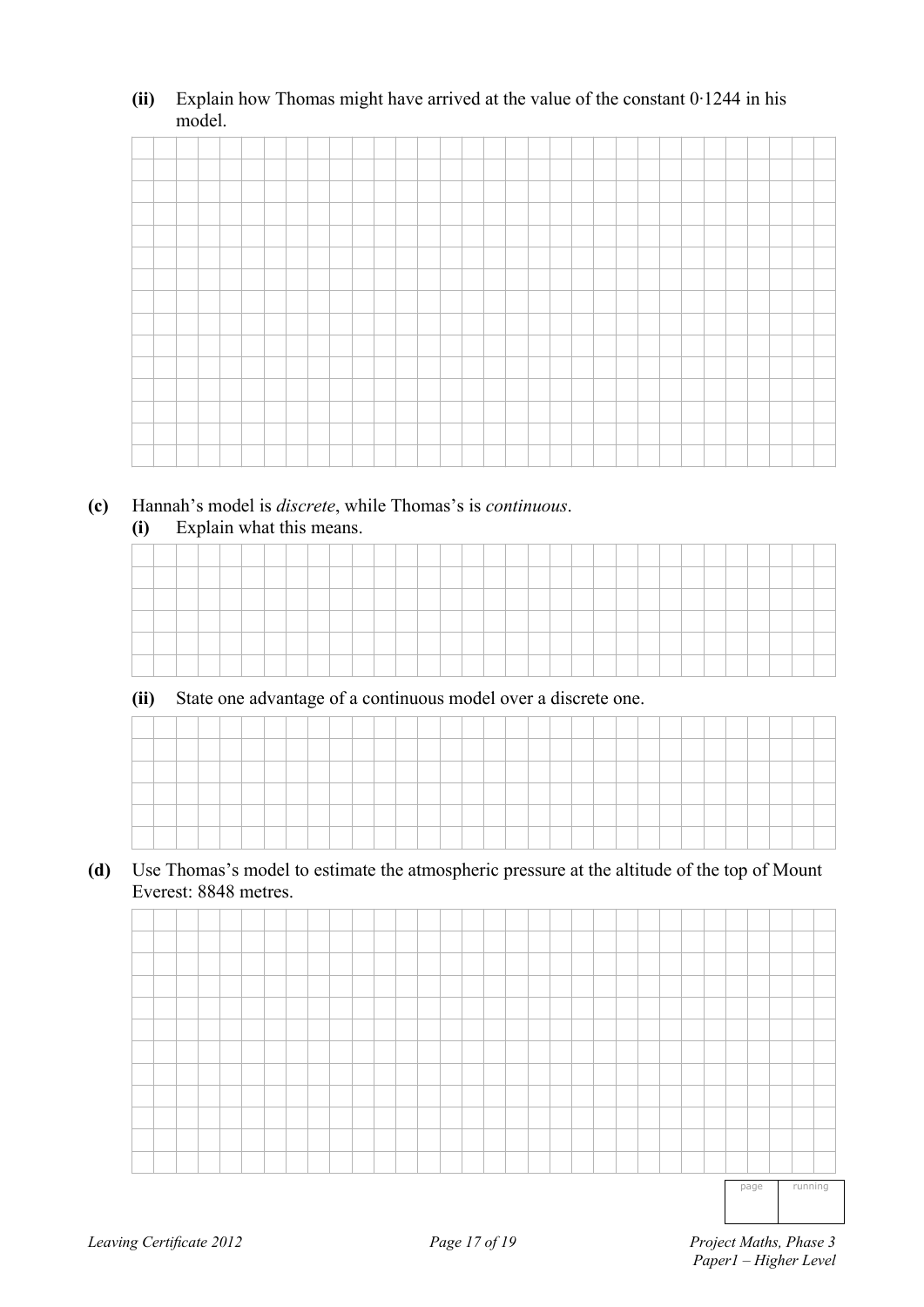**(ii)** Explain how Thomas might have arrived at the value of the constant 0·1244 in his model.

**(c)** Hannah's model is *discrete*, while Thomas's is *continuous*.

**(i)** Explain what this means.

**(ii)** State one advantage of a continuous model over a discrete one.

**(d)** Use Thomas's model to estimate the atmospheric pressure at the altitude of the top of Mount Everest: 8848 metres.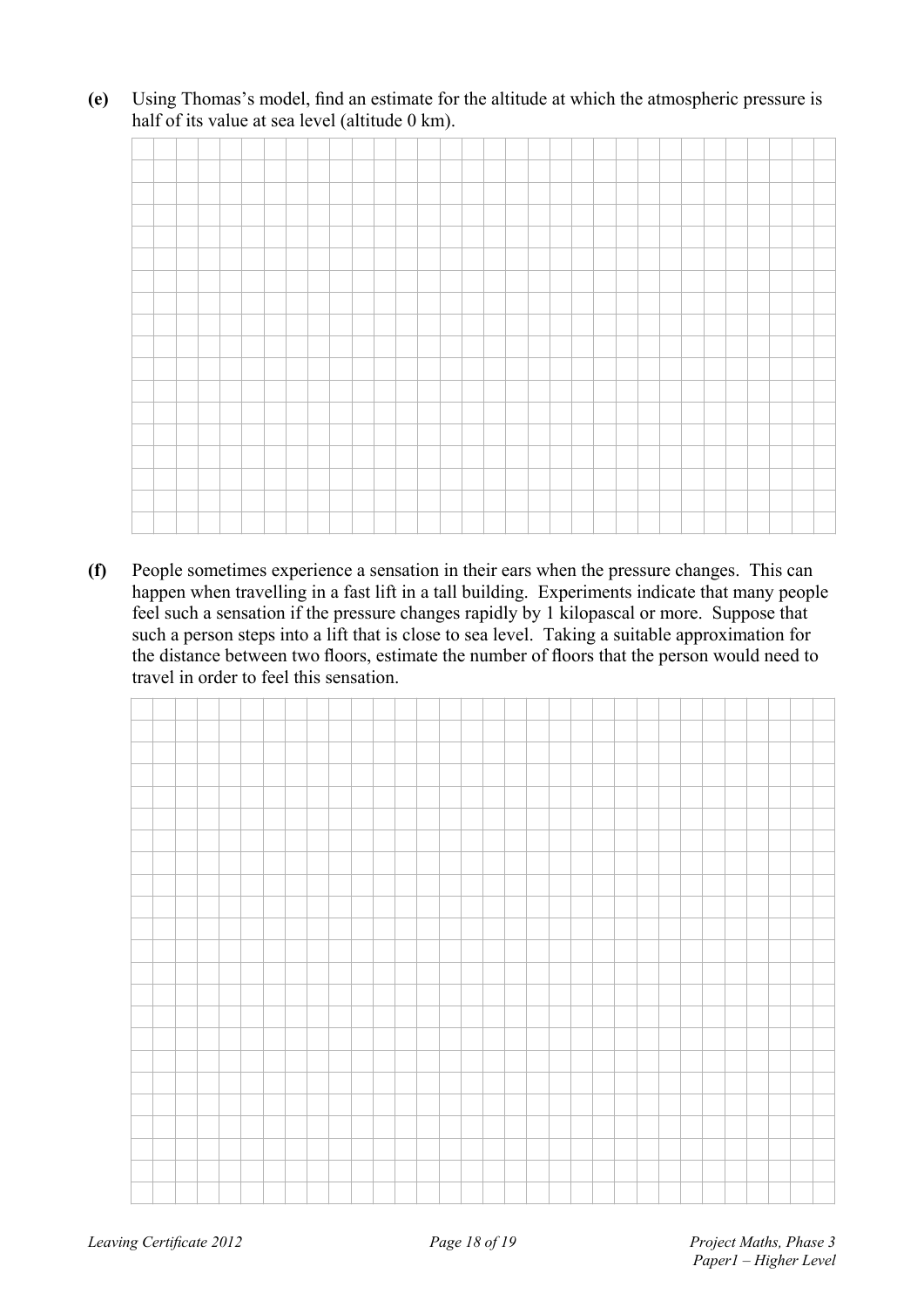**(e)** Using Thomas's model, find an estimate for the altitude at which the atmospheric pressure is half of its value at sea level (altitude 0 km).

**(f)** People sometimes experience a sensation in their ears when the pressure changes. This can happen when travelling in a fast lift in a tall building. Experiments indicate that many people feel such a sensation if the pressure changes rapidly by 1 kilopascal or more. Suppose that such a person steps into a lift that is close to sea level. Taking a suitable approximation for the distance between two floors, estimate the number of floors that the person would need to travel in order to feel this sensation.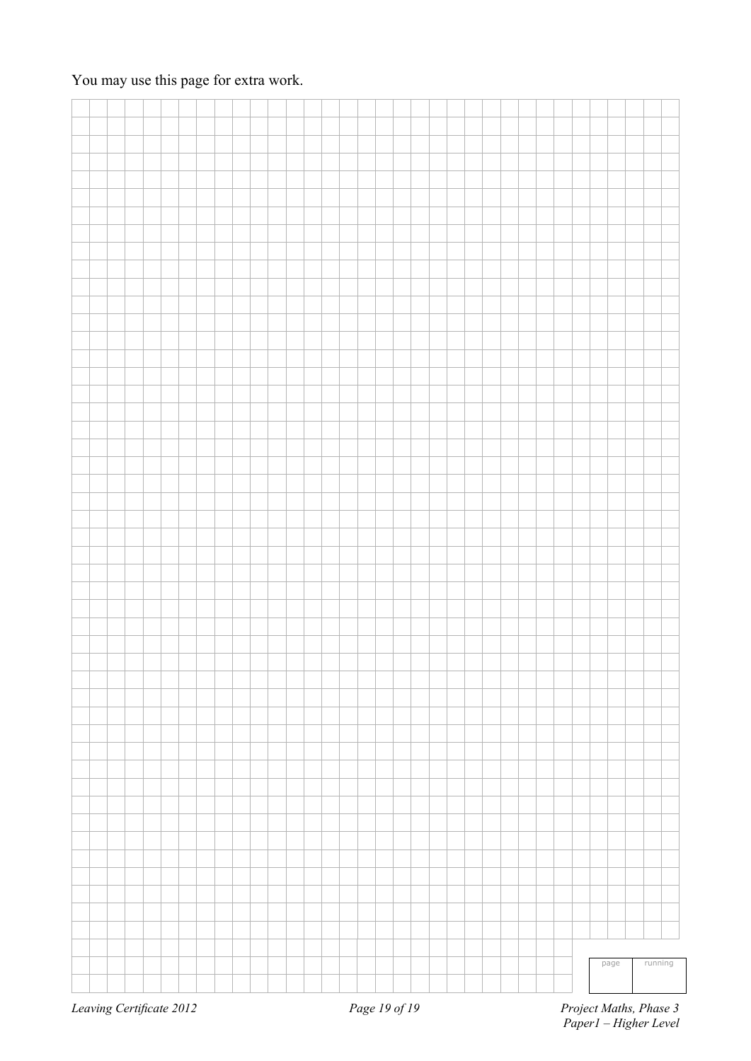You may use this page for extra work.

| page | running |
|---|---|
| | |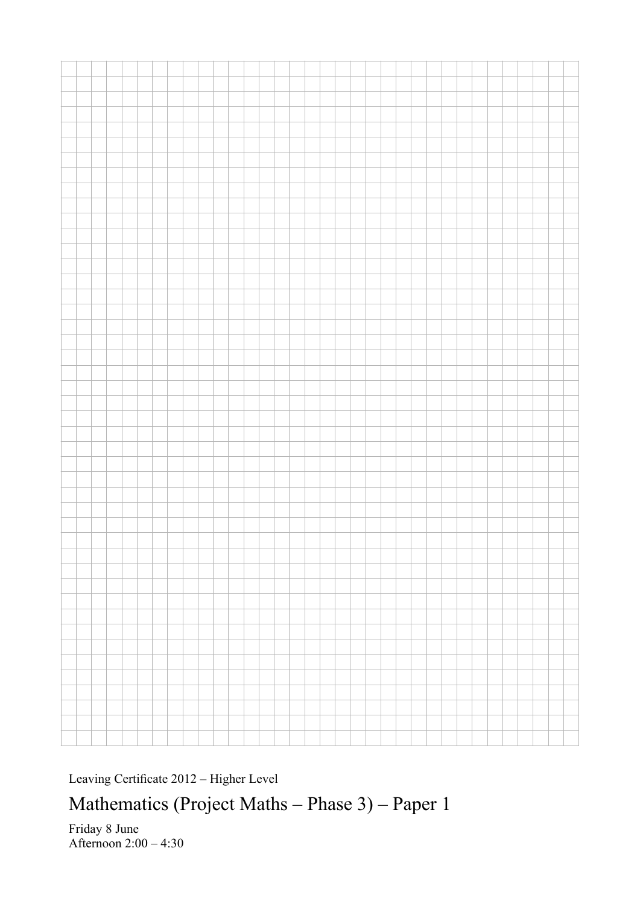Leaving Certificate 2012 – Higher Level

# Mathematics (Project Maths – Phase 3) – Paper 1

Friday 8 June
Afternoon 2:00 – 4:30